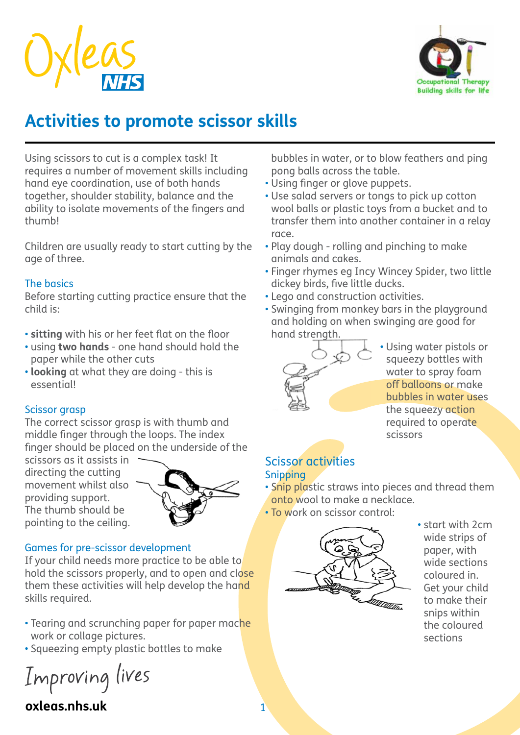# Activities to promote scissor skills

Using scissors to cut is a complex task! It requires a number of movement skills including hand eye coordination, use of both hands together, shoulder stability, balance and the ability to isolate movements of the fingers and thumb!

Children are usually ready to start cutting by the age of three.

## The basics

Before starting cutting practice ensure that the child is:

- **sitting** with his or her feet flat on the floor
- using **two hands** - one hand should hold the paper while the other cuts
- **looking** at what they are doing - this is essential!

## Scissor grasp

The correct scissor grasp is with thumb and middle finger through the loops. The index finger should be placed on the underside of the scissors as it assists in directing the cutting movement whilst also providing support. The thumb should be pointing to the ceiling.

## Games for pre-scissor development

If your child needs more practice to be able to hold the scissors properly, and to open and close them these activities will help develop the hand skills required.

- Tearing and scrunching paper for paper mache work or collage pictures.
- Squeezing empty plastic bottles to make bubbles in water, or to blow feathers and ping pong balls across the table.
- Using finger or glove puppets.
- Use salad servers or tongs to pick up cotton wool balls or plastic toys from a bucket and to transfer them into another container in a relay race.
- Play dough - rolling and pinching to make animals and cakes.
- Finger rhymes eg Incy Wincey Spider, two little dickey birds, five little ducks.
- Lego and construction activities.
- Swinging from monkey bars in the playground and holding on when swinging are good for hand strength.
- Using water pistols or squeezy bottles with water to spray foam off balloons or make bubbles in water uses the squeezy action required to operate scissors

## Scissor activities

### Snipping

- Snip plastic straws into pieces and thread them onto wool to make a necklace.
- To work on scissor control:
  - start with 2cm wide strips of paper, with wide sections coloured in. Get your child to make their snips within the coloured sections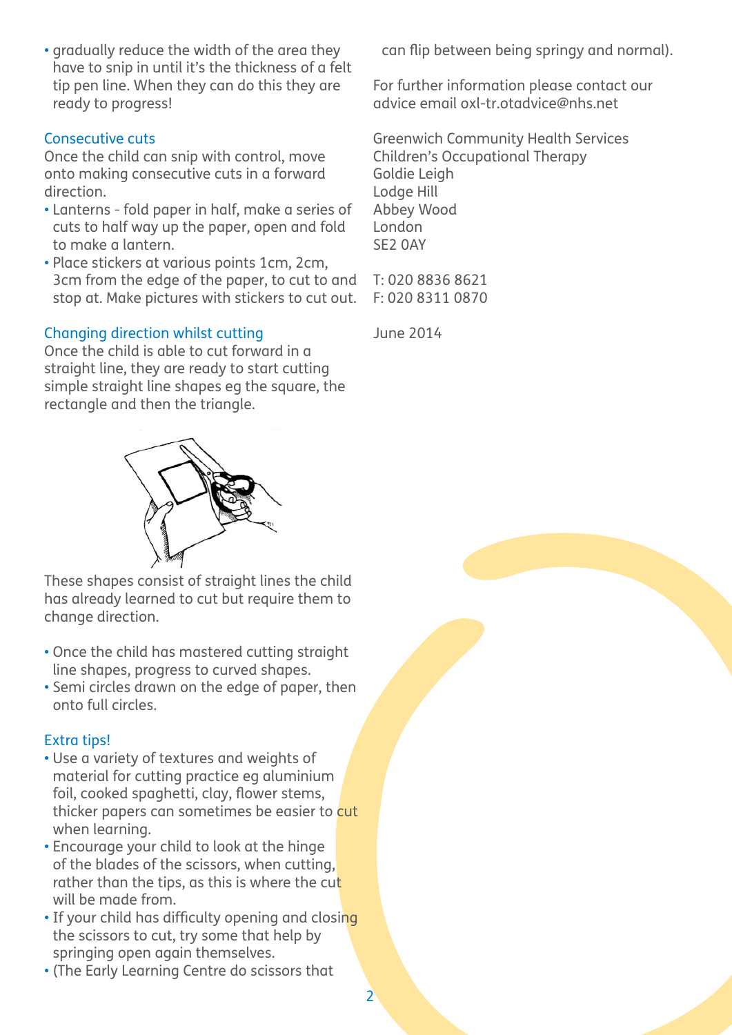- gradually reduce the width of the area they have to snip in until it's the thickness of a felt tip pen line. When they can do this they are ready to progress!

### Consecutive cuts

Once the child can snip with control, move onto making consecutive cuts in a forward direction.

- Lanterns - fold paper in half, make a series of cuts to half way up the paper, open and fold to make a lantern.
- Place stickers at various points 1cm, 2cm, 3cm from the edge of the paper, to cut to and stop at. Make pictures with stickers to cut out.

### Changing direction whilst cutting

Once the child is able to cut forward in a straight line, they are ready to start cutting simple straight line shapes eg the square, the rectangle and then the triangle.

These shapes consist of straight lines the child has already learned to cut but require them to change direction.

- Once the child has mastered cutting straight line shapes, progress to curved shapes.
- Semi circles drawn on the edge of paper, then onto full circles.

### Extra tips!

- Use a variety of textures and weights of material for cutting practice eg aluminium foil, cooked spaghetti, clay, flower stems, thicker papers can sometimes be easier to cut when learning.
- Encourage your child to look at the hinge of the blades of the scissors, when cutting, rather than the tips, as this is where the cut will be made from.
- If your child has difficulty opening and closing the scissors to cut, try some that help by springing open again themselves.
- (The Early Learning Centre do scissors that can flip between being springy and normal).

For further information please contact our advice email oxl-tr.otadvice@nhs.net

Greenwich Community Health Services
Children's Occupational Therapy
Goldie Leigh
Lodge Hill
Abbey Wood
London
SE2 0AY

T: 020 8836 8621
F: 020 8311 0870

June 2014